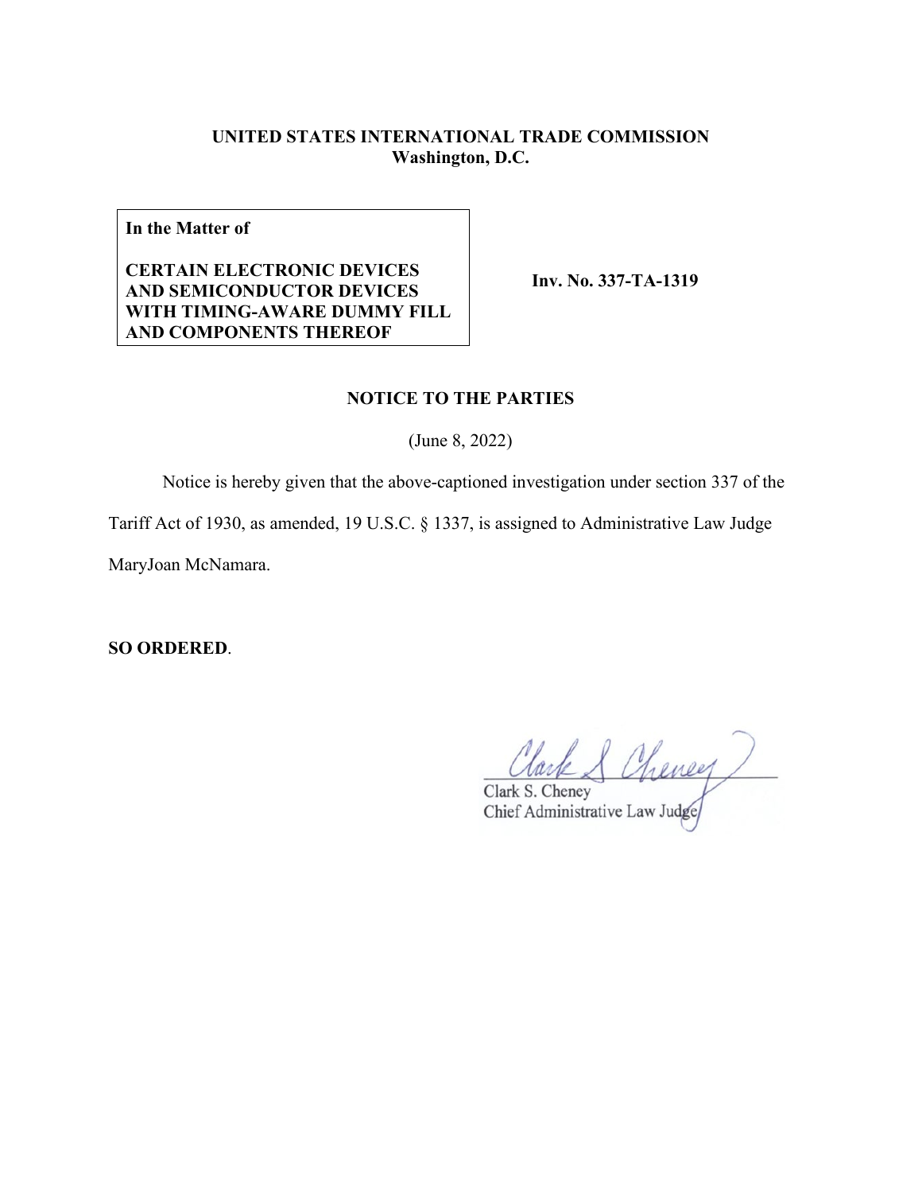**UNITED STATES INTERNATIONAL TRADE COMMISSION**
**Washington, D.C.**

**In the Matter of**

**CERTAIN ELECTRONIC DEVICES AND SEMICONDUCTOR DEVICES WITH TIMING-AWARE DUMMY FILL AND COMPONENTS THEREOF**

**Inv. No. 337-TA-1319**

**NOTICE TO THE PARTIES**

(June 8, 2022)

Notice is hereby given that the above-captioned investigation under section 337 of the Tariff Act of 1930, as amended, 19 U.S.C. § 1337, is assigned to Administrative Law Judge MaryJoan McNamara.

**SO ORDERED**.

Clark S. Cheney
Chief Administrative Law Judge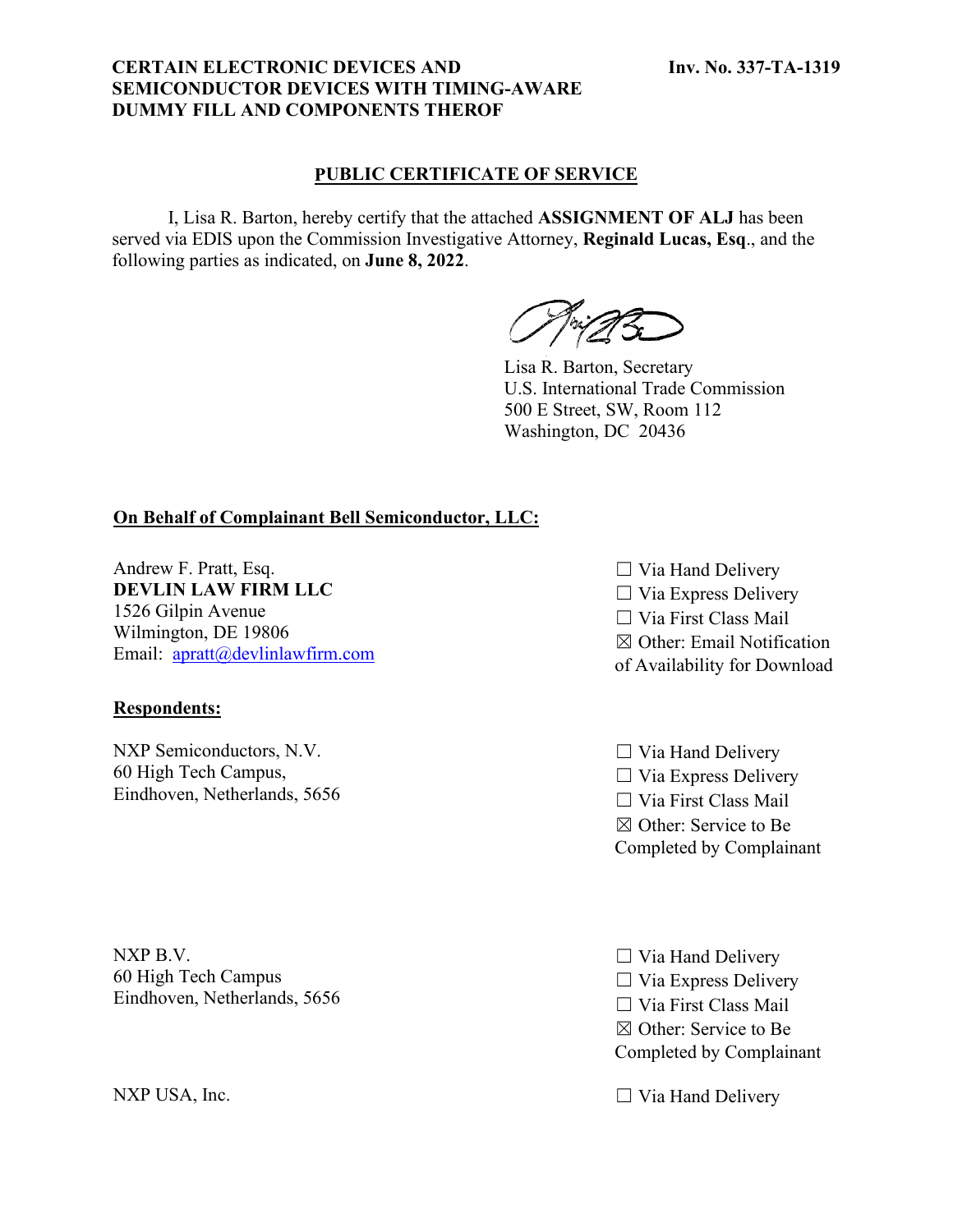CERTAIN ELECTRONIC DEVICES AND SEMICONDUCTOR DEVICES WITH TIMING-AWARE DUMMY FILL AND COMPONENTS THEROF

Inv. No. 337-TA-1319

## PUBLIC CERTIFICATE OF SERVICE

I, Lisa R. Barton, hereby certify that the attached **ASSIGNMENT OF ALJ** has been served via EDIS upon the Commission Investigative Attorney, **Reginald Lucas, Esq**., and the following parties as indicated, on **June 8, 2022**.

Lisa R. Barton, Secretary
U.S. International Trade Commission
500 E Street, SW, Room 112
Washington, DC 20436

**On Behalf of Complainant Bell Semiconductor, LLC:**

Andrew F. Pratt, Esq.
**DEVLIN LAW FIRM LLC**
1526 Gilpin Avenue
Wilmington, DE 19806
Email: apratt@devlinlawfirm.com

☐ Via Hand Delivery
☐ Via Express Delivery
☐ Via First Class Mail
☒ Other: Email Notification of Availability for Download

**Respondents:**

NXP Semiconductors, N.V.
60 High Tech Campus,
Eindhoven, Netherlands, 5656

☐ Via Hand Delivery
☐ Via Express Delivery
☐ Via First Class Mail
☒ Other: Service to Be Completed by Complainant

NXP B.V.
60 High Tech Campus
Eindhoven, Netherlands, 5656

☐ Via Hand Delivery
☐ Via Express Delivery
☐ Via First Class Mail
☒ Other: Service to Be Completed by Complainant

NXP USA, Inc.

☐ Via Hand Delivery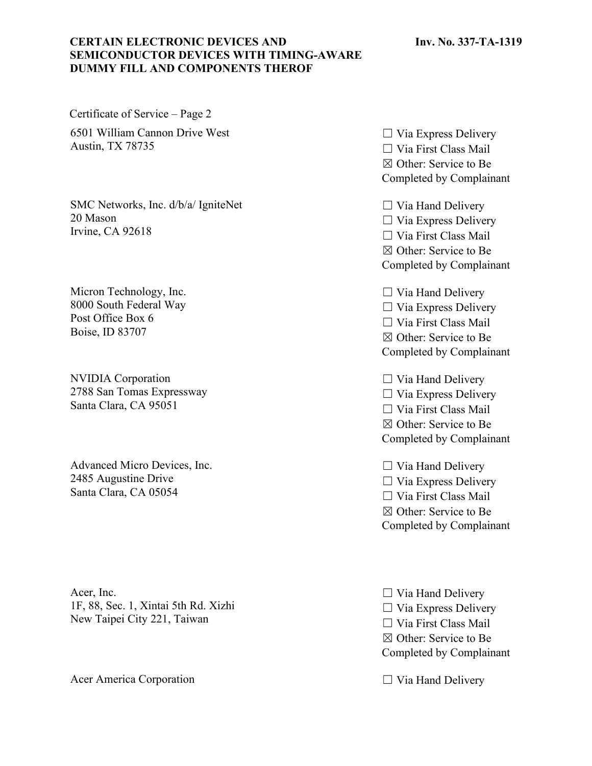Certificate of Service – Page 2

| | |
|---|---|
| 6501 William Cannon Drive West<br>Austin, TX 78735 | ☐ Via Express Delivery<br>☐ Via First Class Mail<br>☒ Other: Service to Be Completed by Complainant |
| SMC Networks, Inc. d/b/a/ IgniteNet<br>20 Mason<br>Irvine, CA 92618 | ☐ Via Hand Delivery<br>☐ Via Express Delivery<br>☐ Via First Class Mail<br>☒ Other: Service to Be Completed by Complainant |
| Micron Technology, Inc.<br>8000 South Federal Way<br>Post Office Box 6<br>Boise, ID 83707 | ☐ Via Hand Delivery<br>☐ Via Express Delivery<br>☐ Via First Class Mail<br>☒ Other: Service to Be Completed by Complainant |
| NVIDIA Corporation<br>2788 San Tomas Expressway<br>Santa Clara, CA 95051 | ☐ Via Hand Delivery<br>☐ Via Express Delivery<br>☐ Via First Class Mail<br>☒ Other: Service to Be Completed by Complainant |
| Advanced Micro Devices, Inc.<br>2485 Augustine Drive<br>Santa Clara, CA 05054 | ☐ Via Hand Delivery<br>☐ Via Express Delivery<br>☐ Via First Class Mail<br>☒ Other: Service to Be Completed by Complainant |
| Acer, Inc.<br>1F, 88, Sec. 1, Xintai 5th Rd. Xizhi<br>New Taipei City 221, Taiwan | ☐ Via Hand Delivery<br>☐ Via Express Delivery<br>☐ Via First Class Mail<br>☒ Other: Service to Be Completed by Complainant |
| Acer America Corporation | ☐ Via Hand Delivery |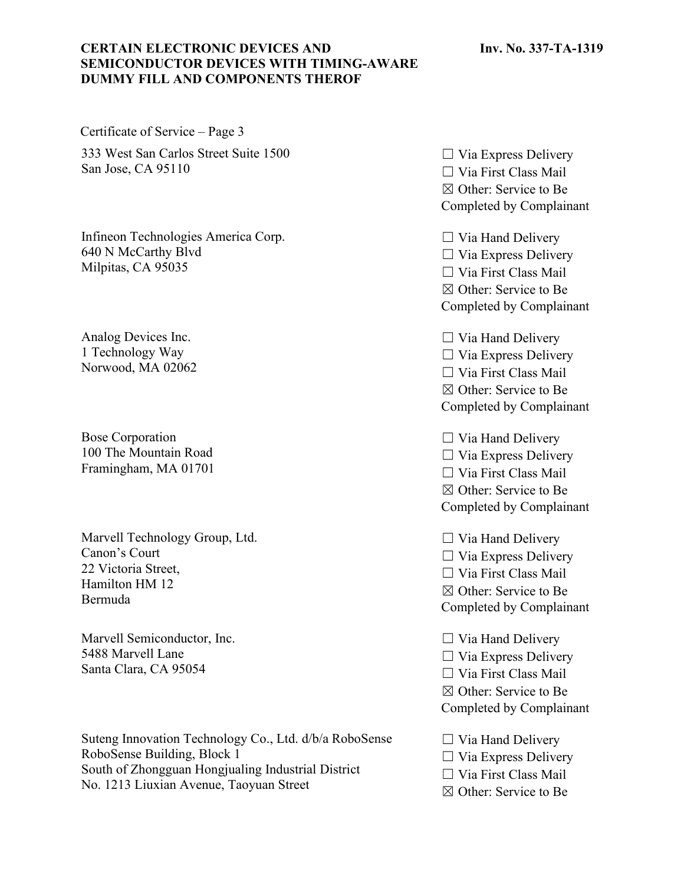Certificate of Service – Page 3

| | |
|---|---|
| 333 West San Carlos Street Suite 1500<br>San Jose, CA 95110 | ☐ Via Express Delivery<br>☐ Via First Class Mail<br>☒ Other: Service to Be Completed by Complainant |
| Infineon Technologies America Corp.<br>640 N McCarthy Blvd<br>Milpitas, CA 95035 | ☐ Via Hand Delivery<br>☐ Via Express Delivery<br>☐ Via First Class Mail<br>☒ Other: Service to Be Completed by Complainant |
| Analog Devices Inc.<br>1 Technology Way<br>Norwood, MA 02062 | ☐ Via Hand Delivery<br>☐ Via Express Delivery<br>☐ Via First Class Mail<br>☒ Other: Service to Be Completed by Complainant |
| Bose Corporation<br>100 The Mountain Road<br>Framingham, MA 01701 | ☐ Via Hand Delivery<br>☐ Via Express Delivery<br>☐ Via First Class Mail<br>☒ Other: Service to Be Completed by Complainant |
| Marvell Technology Group, Ltd.<br>Canon's Court<br>22 Victoria Street,<br>Hamilton HM 12<br>Bermuda | ☐ Via Hand Delivery<br>☐ Via Express Delivery<br>☐ Via First Class Mail<br>☒ Other: Service to Be Completed by Complainant |
| Marvell Semiconductor, Inc.<br>5488 Marvell Lane<br>Santa Clara, CA 95054 | ☐ Via Hand Delivery<br>☐ Via Express Delivery<br>☐ Via First Class Mail<br>☒ Other: Service to Be Completed by Complainant |
| Suteng Innovation Technology Co., Ltd. d/b/a RoboSense<br>RoboSense Building, Block 1<br>South of Zhongguan Hongjualing Industrial District<br>No. 1213 Liuxian Avenue, Taoyuan Street | ☐ Via Hand Delivery<br>☐ Via Express Delivery<br>☐ Via First Class Mail<br>☒ Other: Service to Be |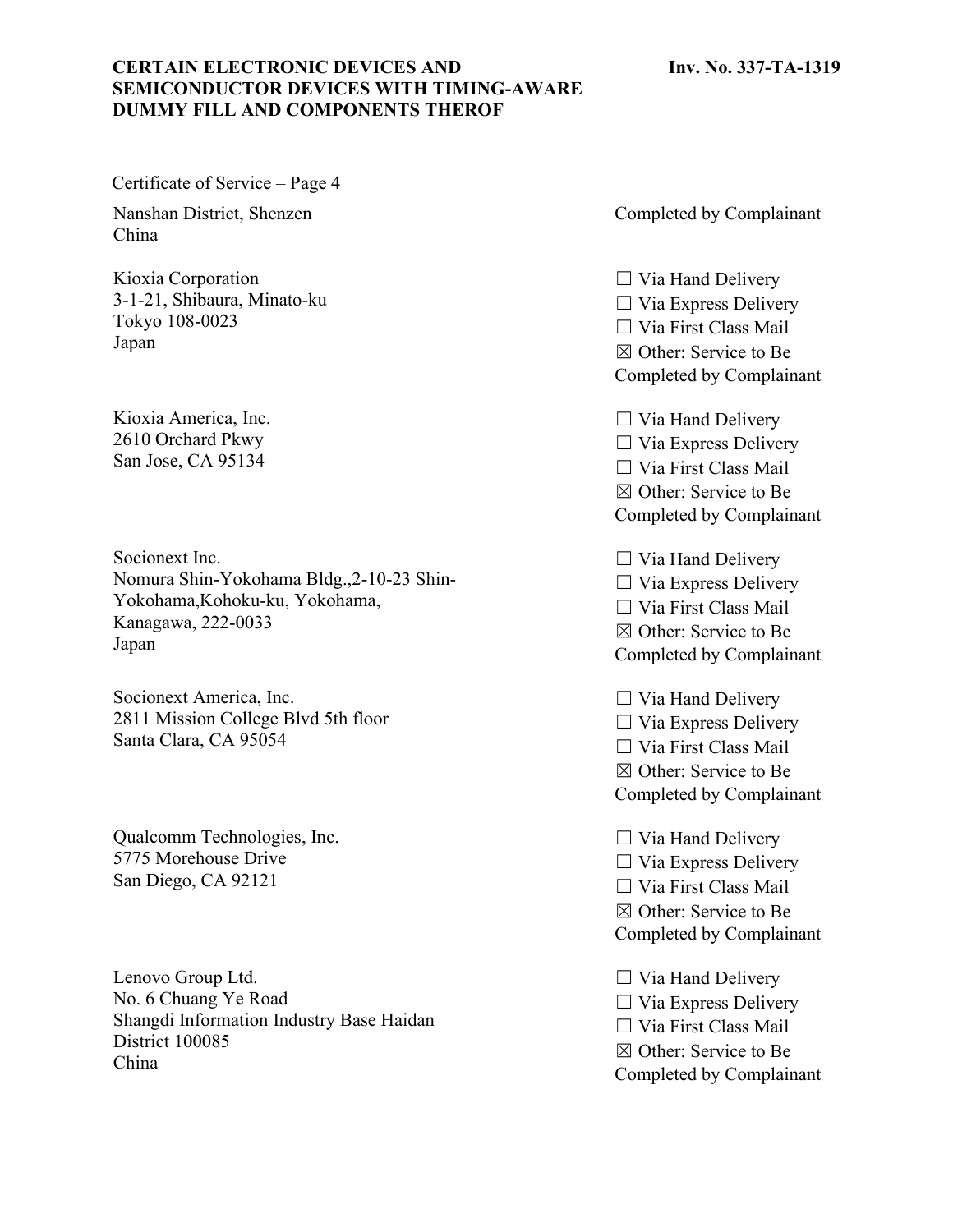Certificate of Service – Page 4

| | |
|---|---|
| Nanshan District, Shenzen<br>China | Completed by Complainant |
| Kioxia Corporation<br>3-1-21, Shibaura, Minato-ku<br>Tokyo 108-0023<br>Japan | ☐ Via Hand Delivery<br>☐ Via Express Delivery<br>☐ Via First Class Mail<br>☒ Other: Service to Be Completed by Complainant |
| Kioxia America, Inc.<br>2610 Orchard Pkwy<br>San Jose, CA 95134 | ☐ Via Hand Delivery<br>☐ Via Express Delivery<br>☐ Via First Class Mail<br>☒ Other: Service to Be Completed by Complainant |
| Socionext Inc.<br>Nomura Shin-Yokohama Bldg.,2-10-23 Shin-Yokohama,Kohoku-ku, Yokohama,<br>Kanagawa, 222-0033<br>Japan | ☐ Via Hand Delivery<br>☐ Via Express Delivery<br>☐ Via First Class Mail<br>☒ Other: Service to Be Completed by Complainant |
| Socionext America, Inc.<br>2811 Mission College Blvd 5th floor<br>Santa Clara, CA 95054 | ☐ Via Hand Delivery<br>☐ Via Express Delivery<br>☐ Via First Class Mail<br>☒ Other: Service to Be Completed by Complainant |
| Qualcomm Technologies, Inc.<br>5775 Morehouse Drive<br>San Diego, CA 92121 | ☐ Via Hand Delivery<br>☐ Via Express Delivery<br>☐ Via First Class Mail<br>☒ Other: Service to Be Completed by Complainant |
| Lenovo Group Ltd.<br>No. 6 Chuang Ye Road<br>Shangdi Information Industry Base Haidan District 100085<br>China | ☐ Via Hand Delivery<br>☐ Via Express Delivery<br>☐ Via First Class Mail<br>☒ Other: Service to Be Completed by Complainant |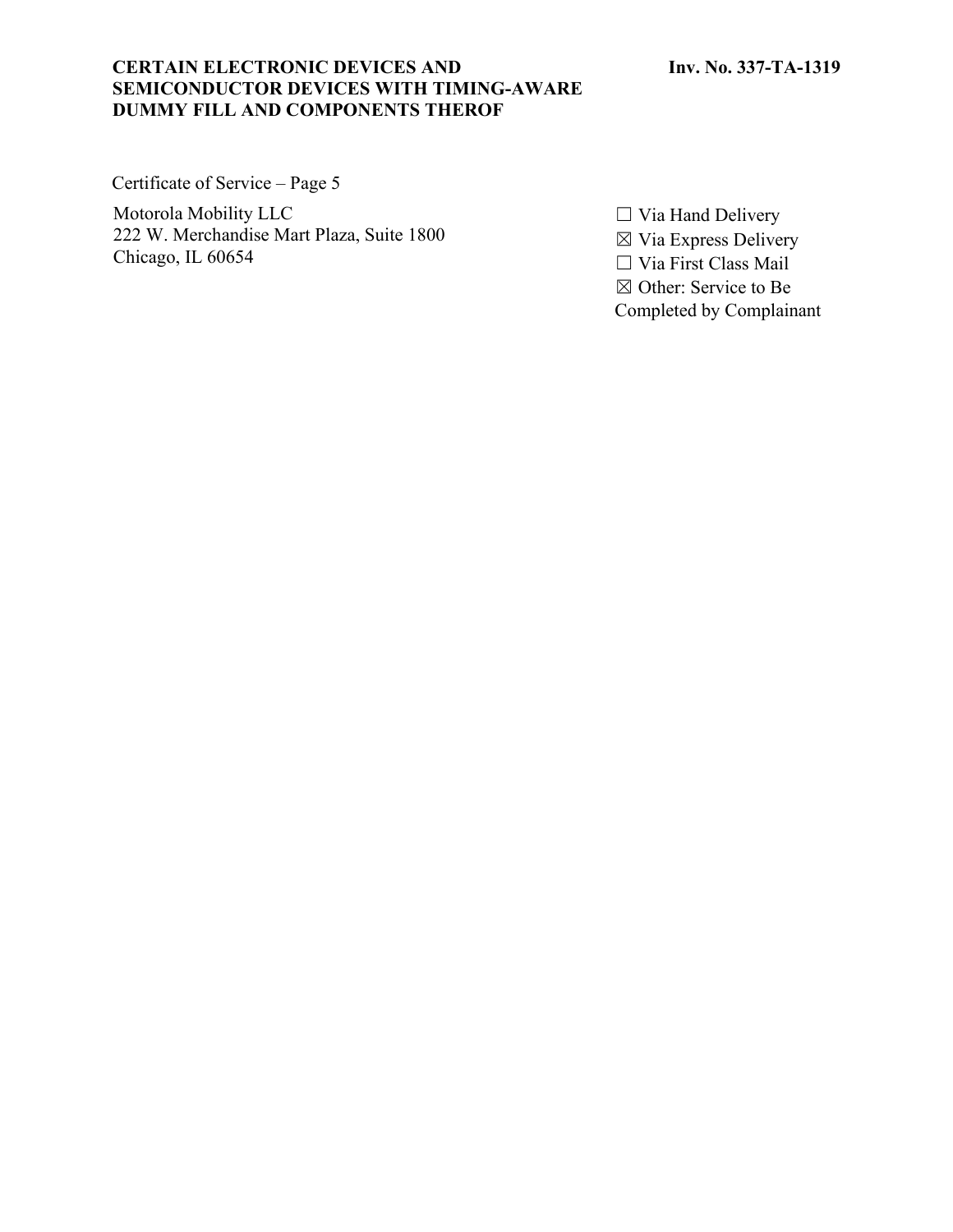Certificate of Service – Page 5

| | |
|---|---|
| Motorola Mobility LLC<br>222 W. Merchandise Mart Plaza, Suite 1800<br>Chicago, IL 60654 | ☐ Via Hand Delivery<br>☒ Via Express Delivery<br>☐ Via First Class Mail<br>☒ Other: Service to Be Completed by Complainant |